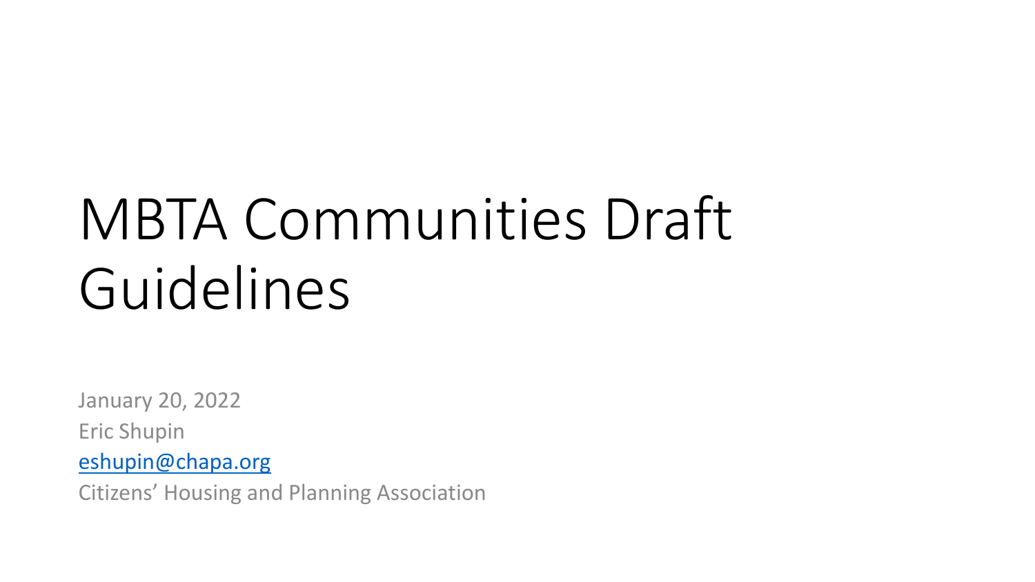# MBTA Communities Draft Guidelines

January 20, 2022

Eric Shupin

[eshupin@chapa.org](mailto:eshupin@chapa.org)

Citizens' Housing and Planning Association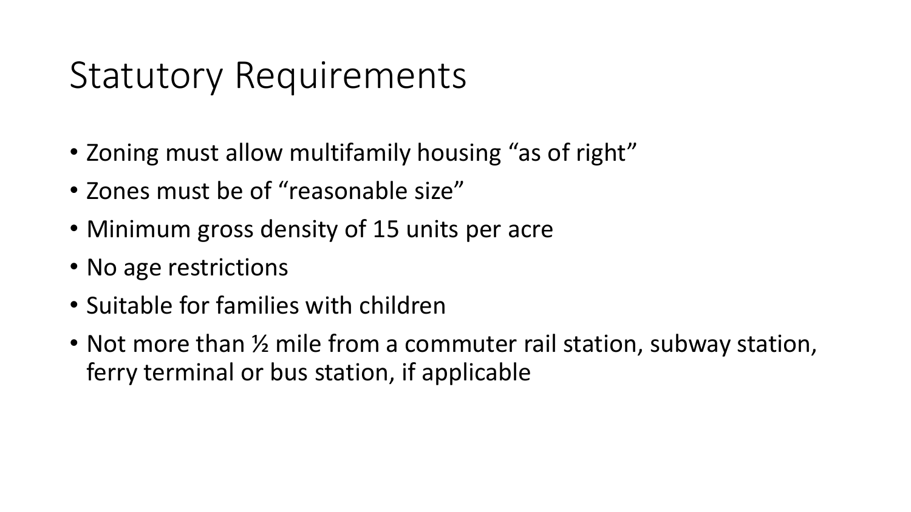# Statutory Requirements

- Zoning must allow multifamily housing "as of right"
- Zones must be of "reasonable size"
- Minimum gross density of 15 units per acre
- No age restrictions
- Suitable for families with children
- Not more than ½ mile from a commuter rail station, subway station, ferry terminal or bus station, if applicable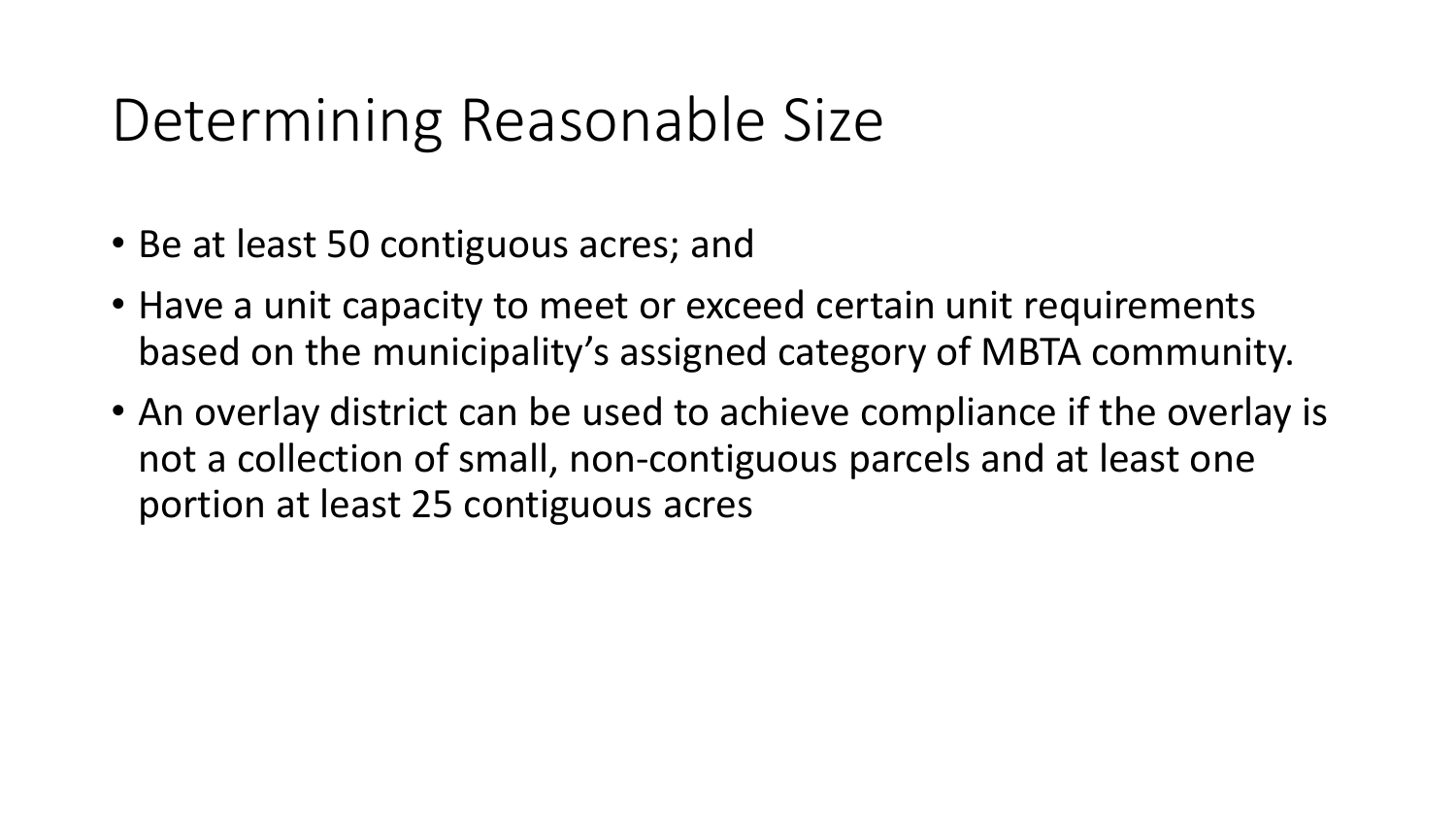# Determining Reasonable Size

- Be at least 50 contiguous acres; and
- Have a unit capacity to meet or exceed certain unit requirements based on the municipality's assigned category of MBTA community.
- An overlay district can be used to achieve compliance if the overlay is not a collection of small, non-contiguous parcels and at least one portion at least 25 contiguous acres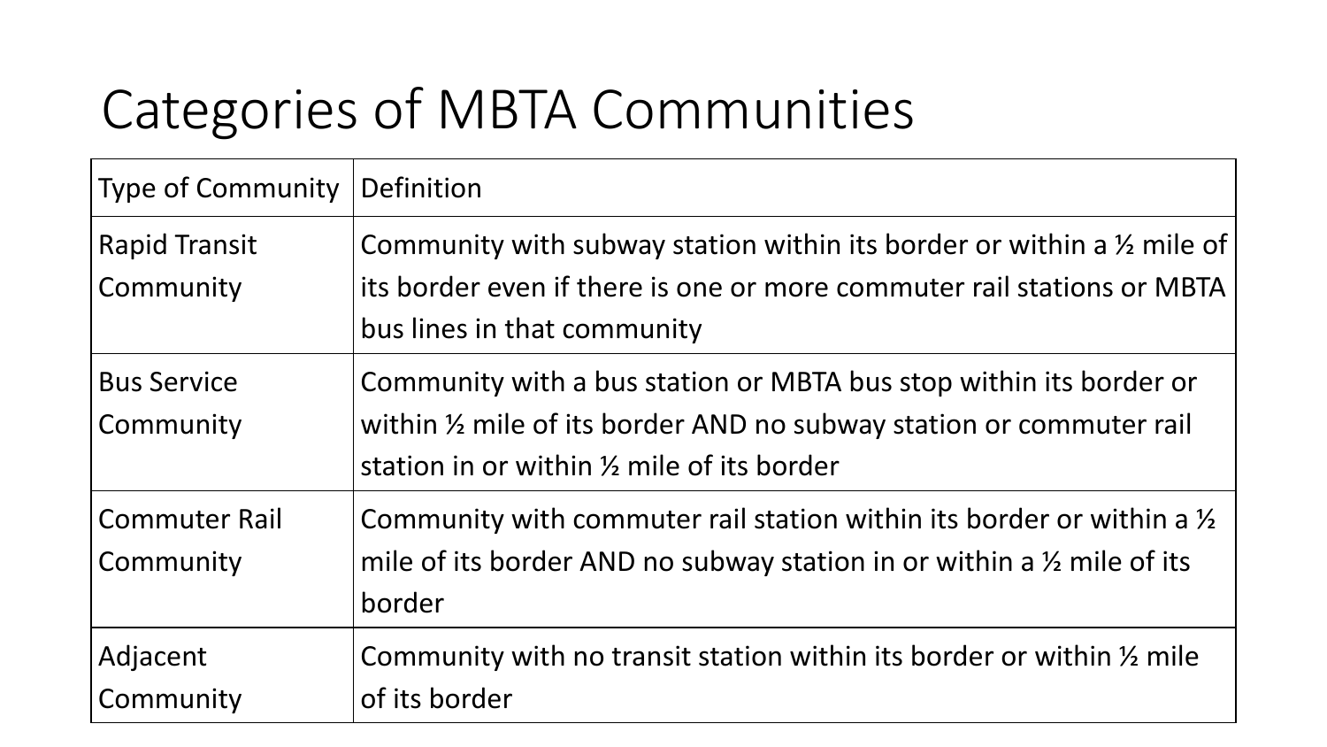# Categories of MBTA Communities

| Type of Community | Definition |
|---|---|
| Rapid Transit Community | Community with subway station within its border or within a ½ mile of its border even if there is one or more commuter rail stations or MBTA bus lines in that community |
| Bus Service Community | Community with a bus station or MBTA bus stop within its border or within ½ mile of its border AND no subway station or commuter rail station in or within ½ mile of its border |
| Commuter Rail Community | Community with commuter rail station within its border or within a ½ mile of its border AND no subway station in or within a ½ mile of its border |
| Adjacent Community | Community with no transit station within its border or within ½ mile of its border |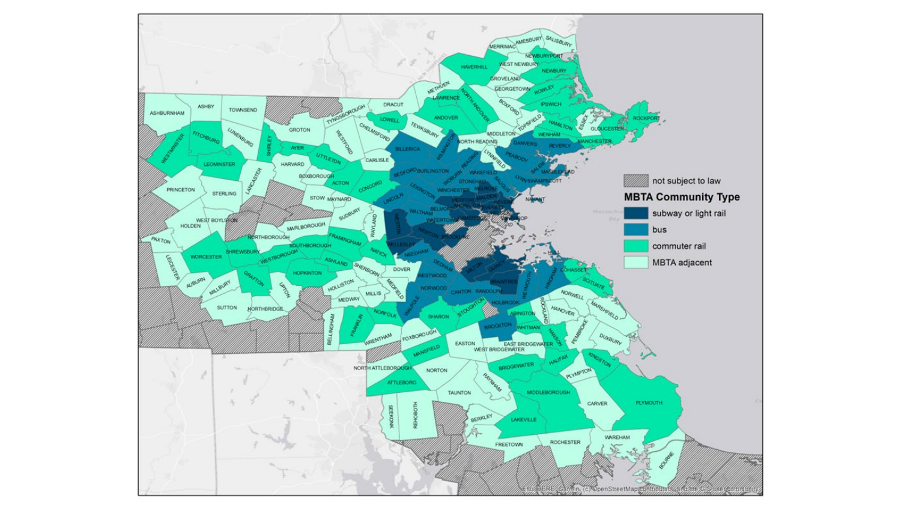not subject to law

**MBTA Community Type**

- subway or light rail
- bus
- commuter rail
- MBTA adjacent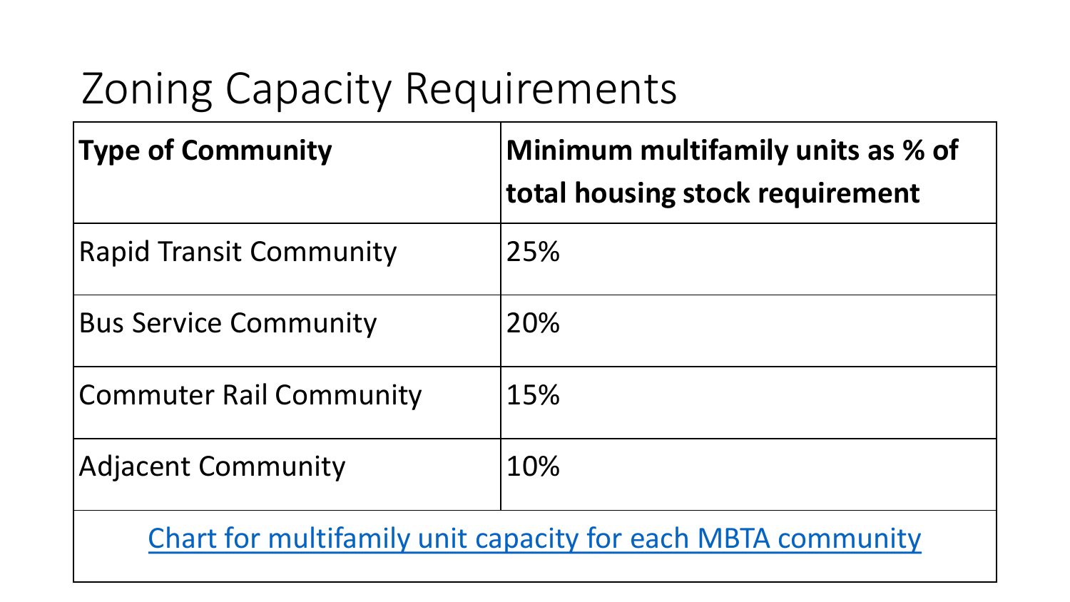# Zoning Capacity Requirements

| Type of Community | Minimum multifamily units as % of total housing stock requirement |
|---|---|
| Rapid Transit Community | 25% |
| Bus Service Community | 20% |
| Commuter Rail Community | 15% |
| Adjacent Community | 10% |

Chart for multifamily unit capacity for each MBTA community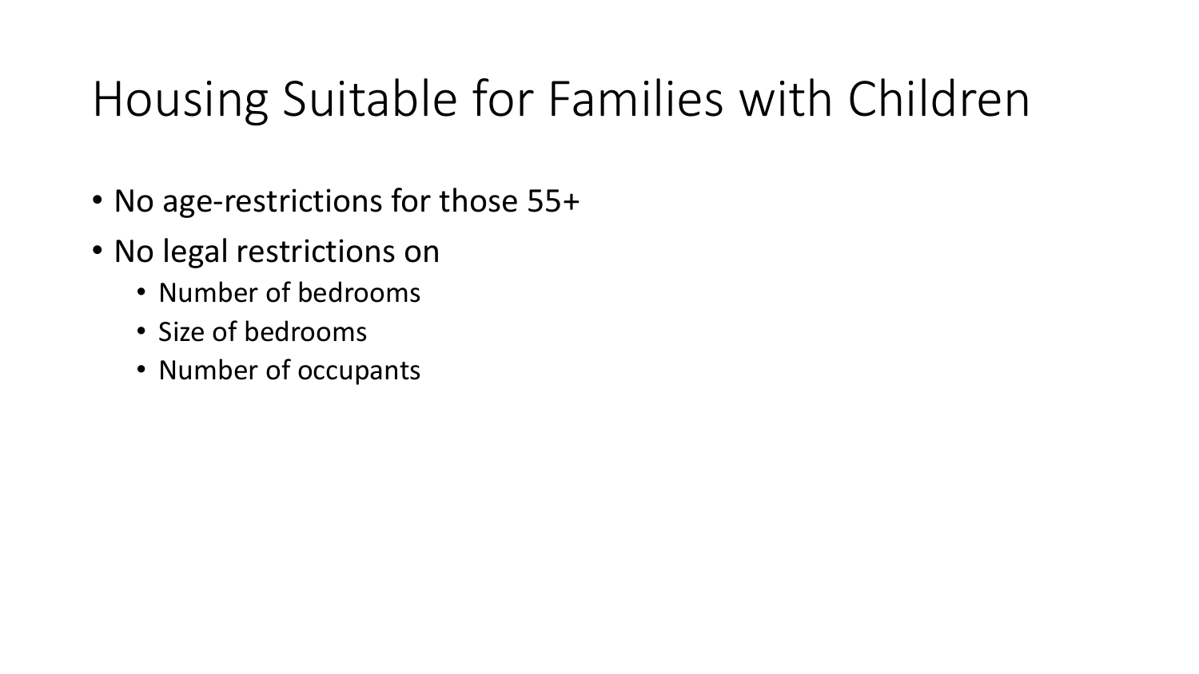# Housing Suitable for Families with Children

- No age-restrictions for those 55+
- No legal restrictions on
  - Number of bedrooms
  - Size of bedrooms
  - Number of occupants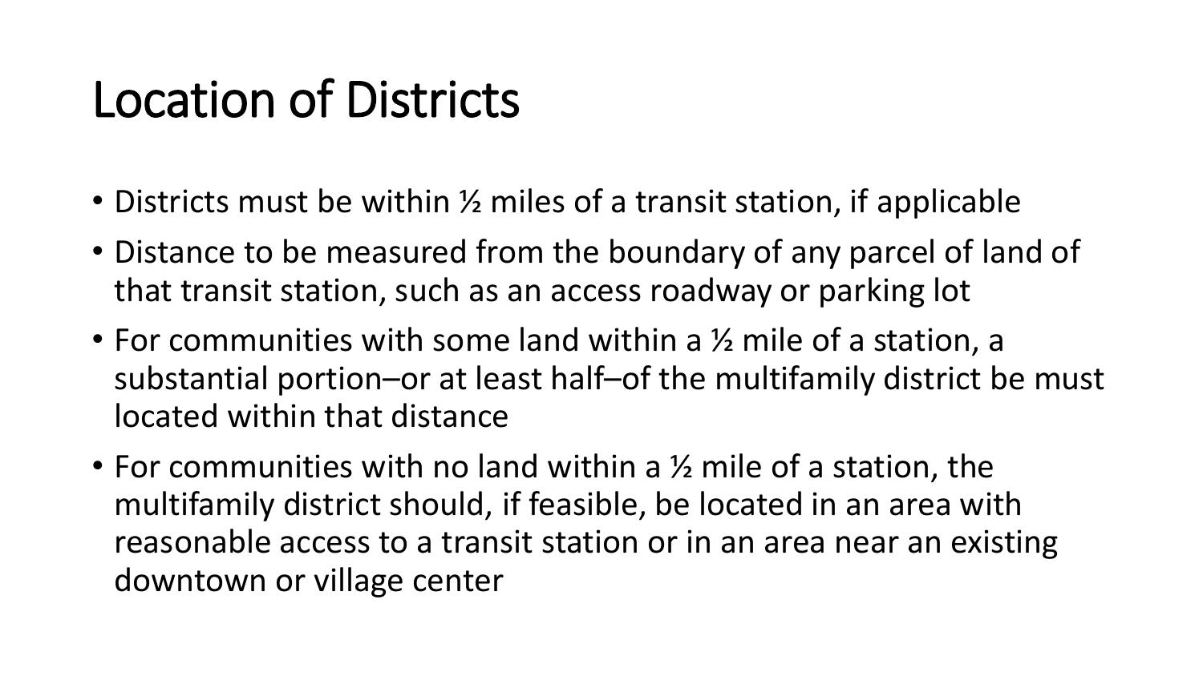# Location of Districts

- Districts must be within ½ miles of a transit station, if applicable
- Distance to be measured from the boundary of any parcel of land of that transit station, such as an access roadway or parking lot
- For communities with some land within a ½ mile of a station, a substantial portion–or at least half–of the multifamily district be must located within that distance
- For communities with no land within a ½ mile of a station, the multifamily district should, if feasible, be located in an area with reasonable access to a transit station or in an area near an existing downtown or village center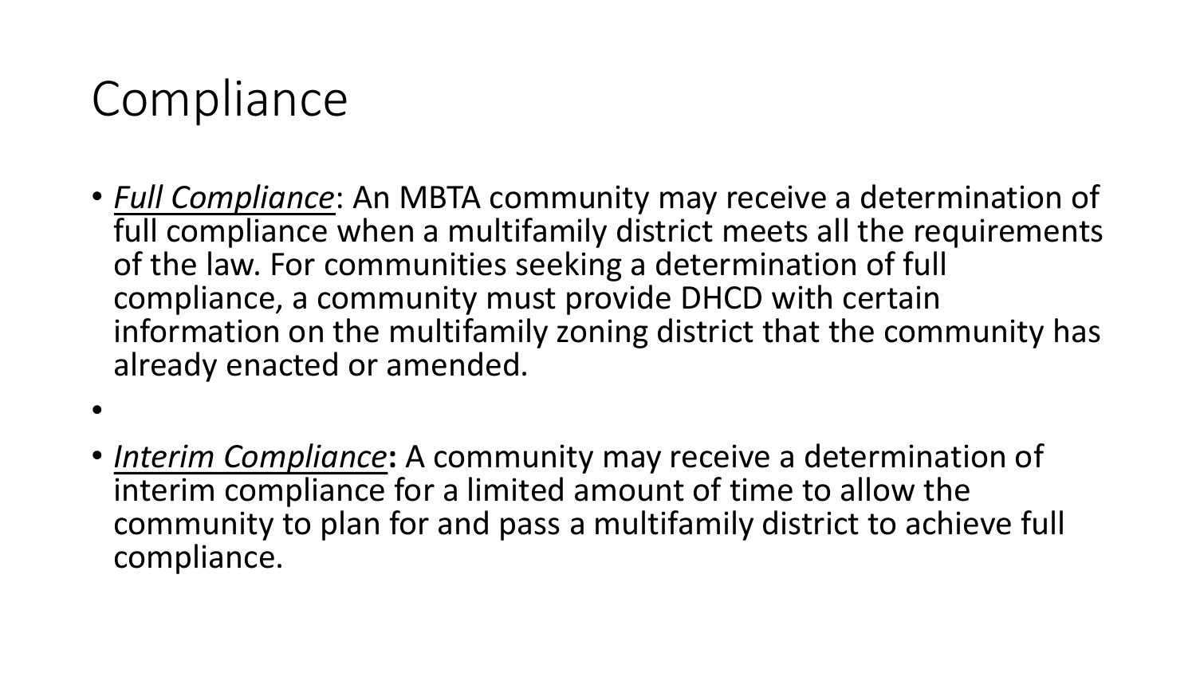# Compliance

- ***Full Compliance***: An MBTA community may receive a determination of full compliance when a multifamily district meets all the requirements of the law. For communities seeking a determination of full compliance, a community must provide DHCD with certain information on the multifamily zoning district that the community has already enacted or amended.
- ***Interim Compliance*****:** A community may receive a determination of interim compliance for a limited amount of time to allow the community to plan for and pass a multifamily district to achieve full compliance.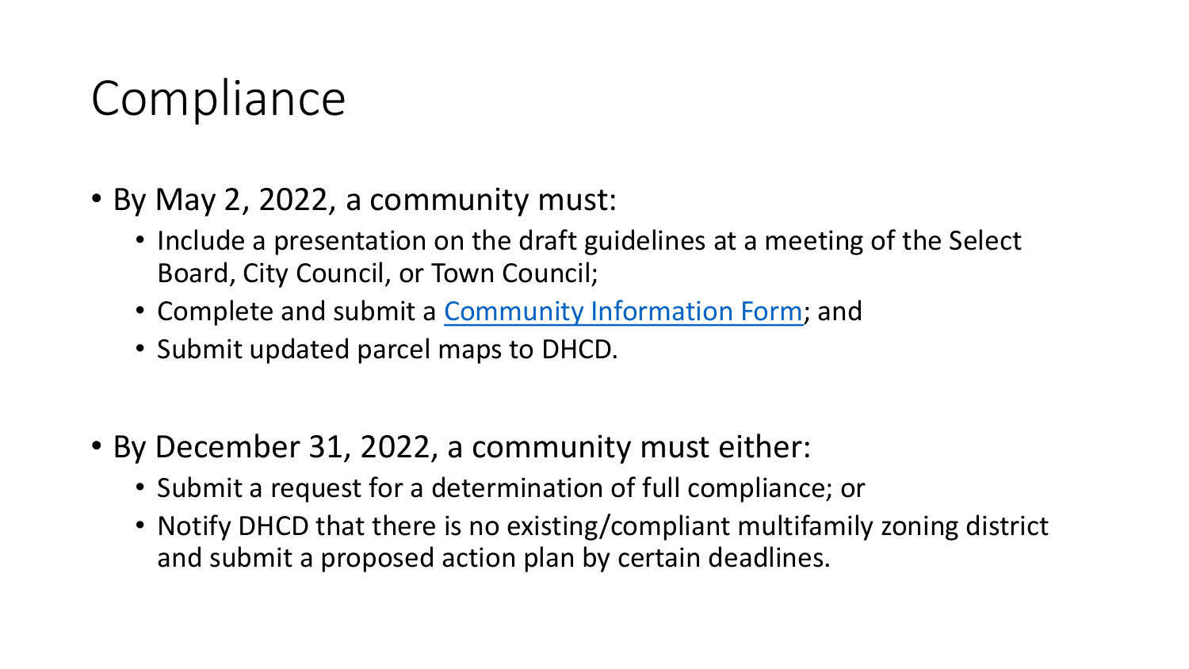# Compliance

- By May 2, 2022, a community must:
  - Include a presentation on the draft guidelines at a meeting of the Select Board, City Council, or Town Council;
  - Complete and submit a Community Information Form; and
  - Submit updated parcel maps to DHCD.

- By December 31, 2022, a community must either:
  - Submit a request for a determination of full compliance; or
  - Notify DHCD that there is no existing/compliant multifamily zoning district and submit a proposed action plan by certain deadlines.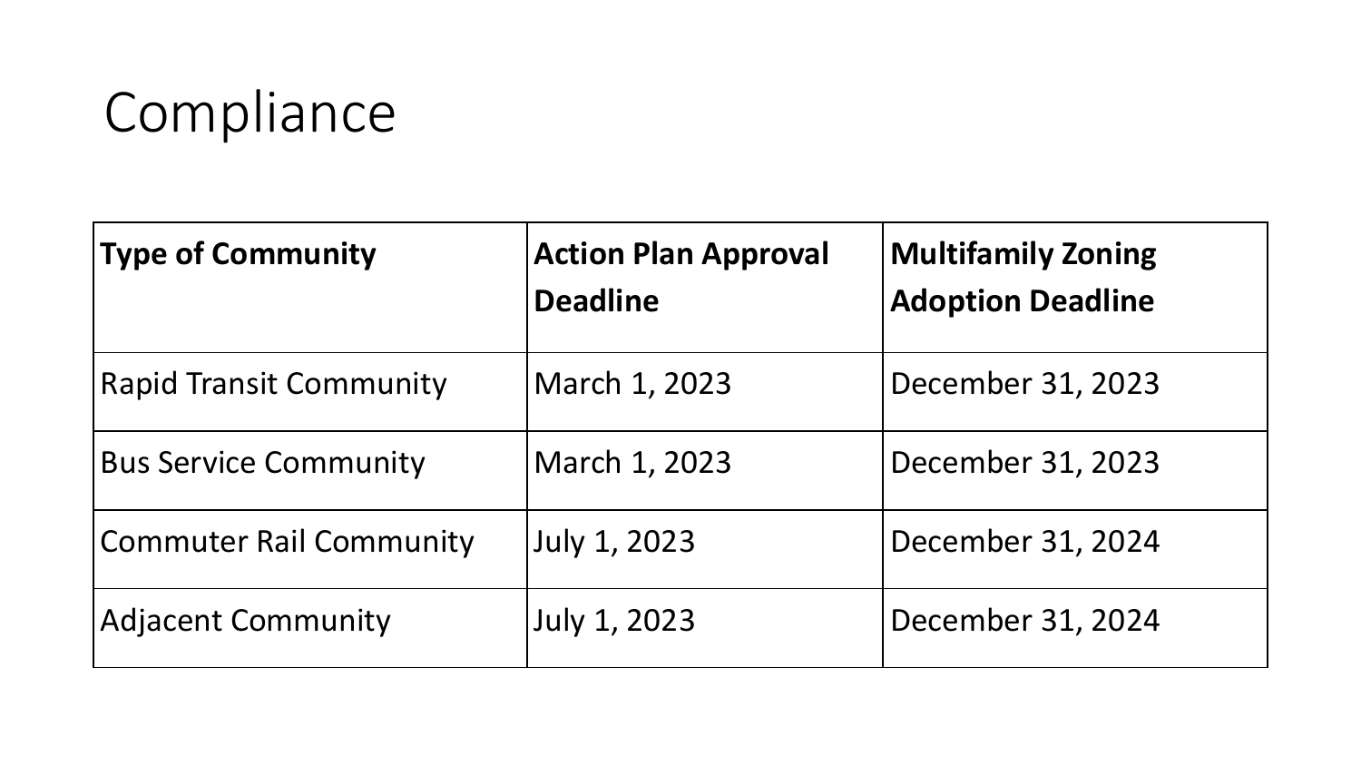# Compliance

| Type of Community | Action Plan Approval Deadline | Multifamily Zoning Adoption Deadline |
| --- | --- | --- |
| Rapid Transit Community | March 1, 2023 | December 31, 2023 |
| Bus Service Community | March 1, 2023 | December 31, 2023 |
| Commuter Rail Community | July 1, 2023 | December 31, 2024 |
| Adjacent Community | July 1, 2023 | December 31, 2024 |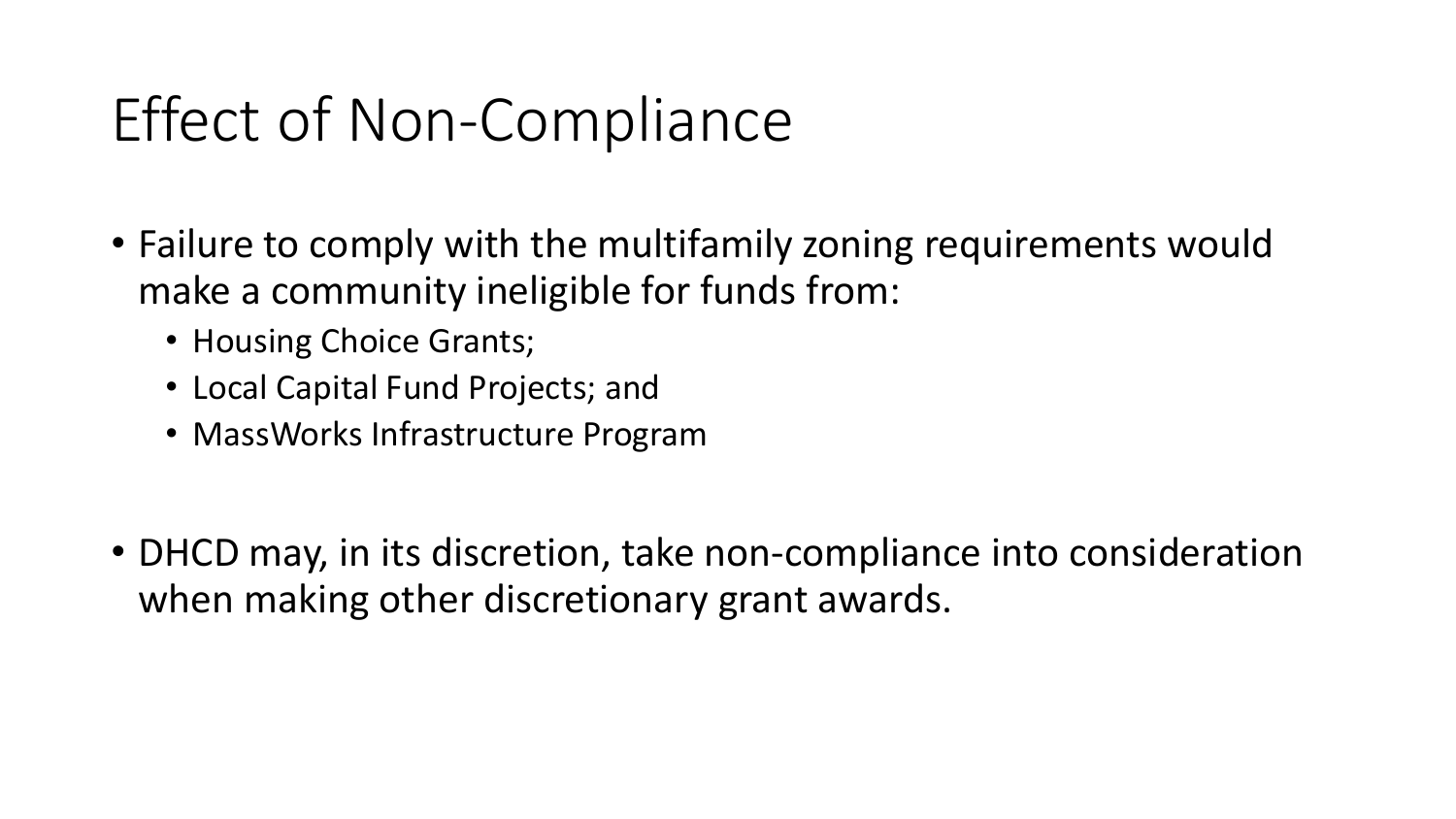# Effect of Non-Compliance

- Failure to comply with the multifamily zoning requirements would make a community ineligible for funds from:
  - Housing Choice Grants;
  - Local Capital Fund Projects; and
  - MassWorks Infrastructure Program

- DHCD may, in its discretion, take non-compliance into consideration when making other discretionary grant awards.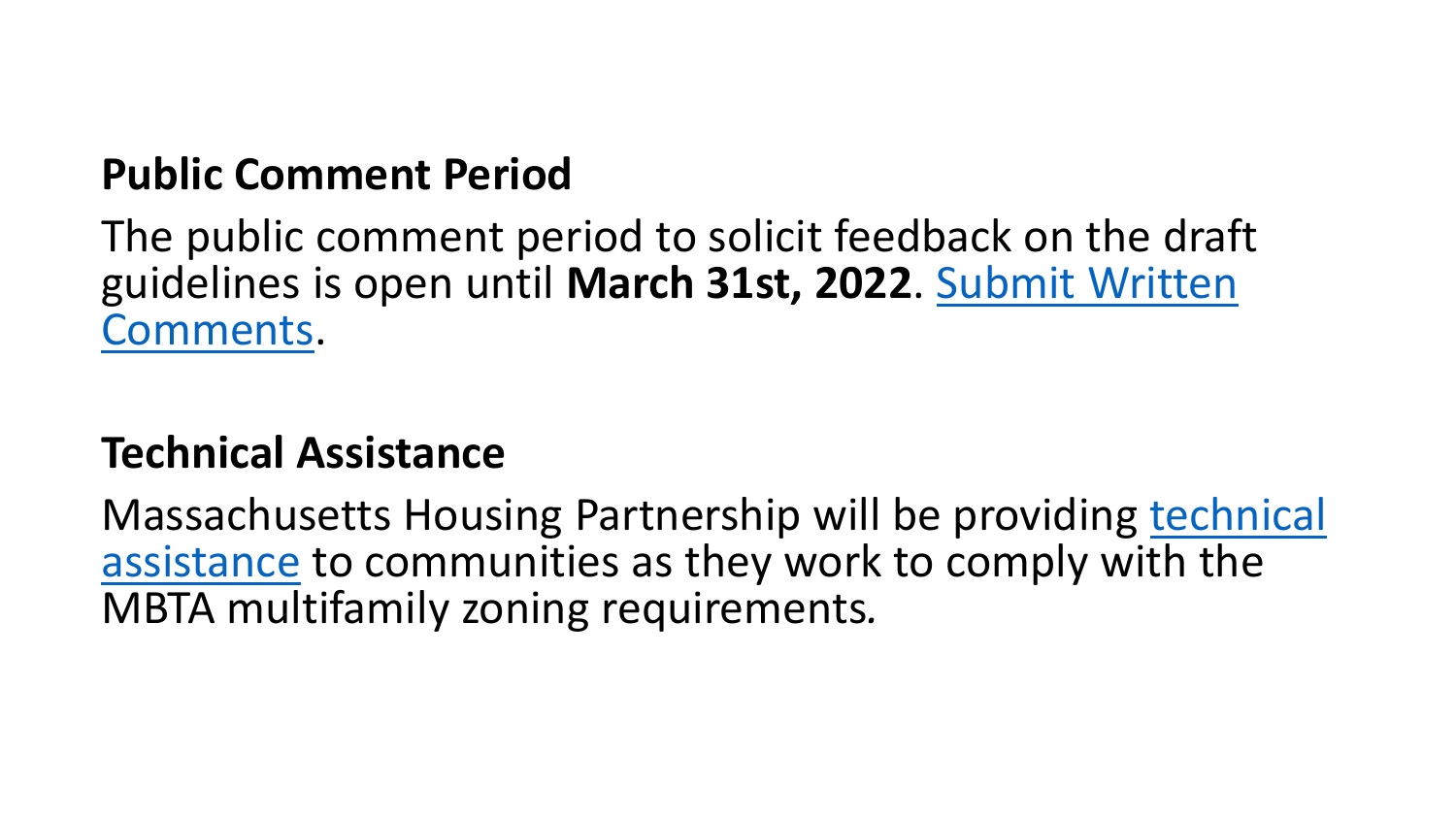## Public Comment Period

The public comment period to solicit feedback on the draft guidelines is open until **March 31st, 2022**. Submit Written Comments.

## Technical Assistance

Massachusetts Housing Partnership will be providing technical assistance to communities as they work to comply with the MBTA multifamily zoning requirements.